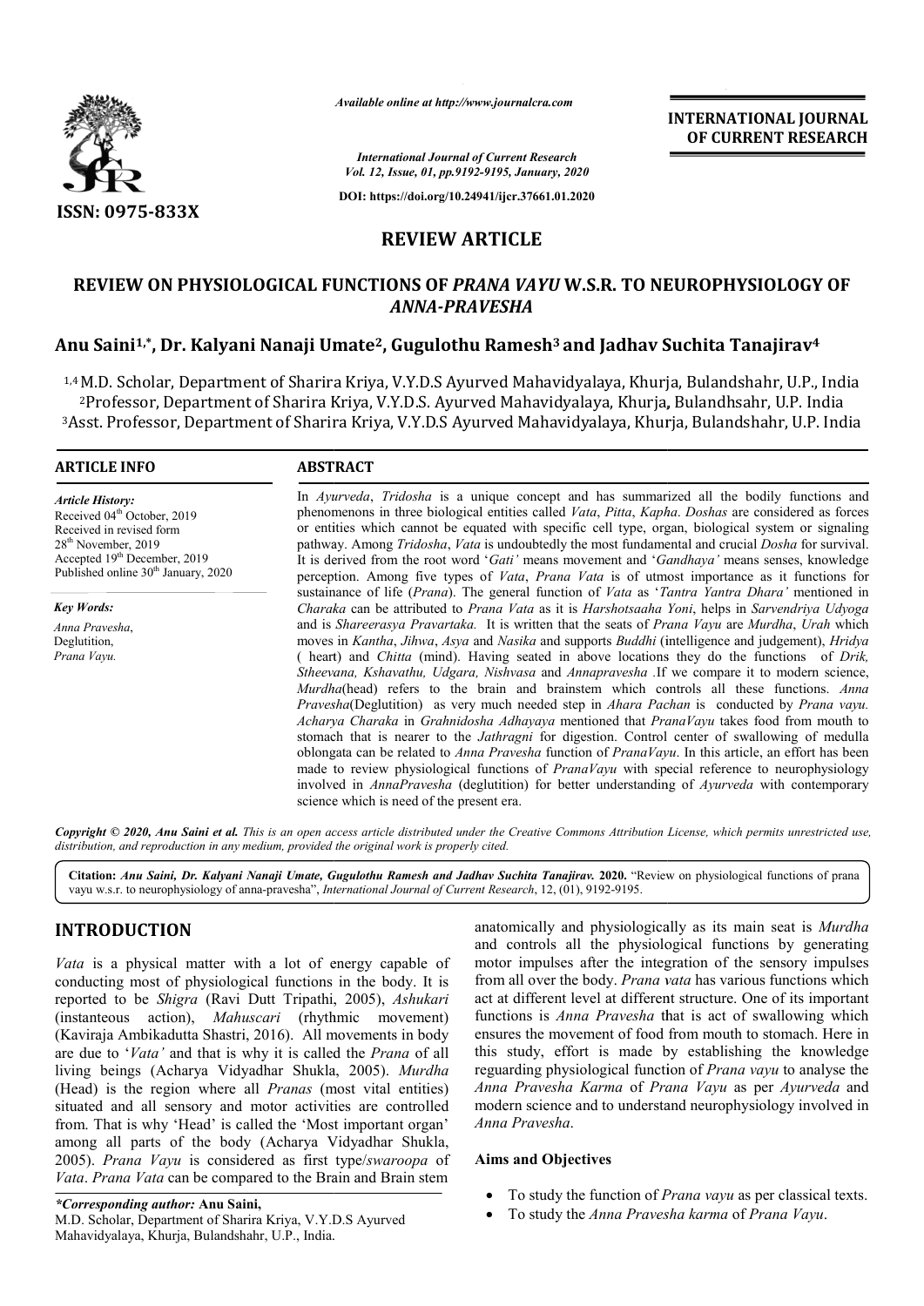*Available online at http://www.journalcra.com*

*International Journal of Current Research*
*Vol. 12, Issue, 01, pp.9192-9195, January, 2020*

**DOI: https://doi.org/10.24941/ijcr.37661.01.2020**

**ISSN: 0975-833X**

**INTERNATIONAL JOURNAL OF CURRENT RESEARCH**

## REVIEW ARTICLE

# REVIEW ON PHYSIOLOGICAL FUNCTIONS OF *PRANA VAYU* W.S.R. TO NEUROPHYSIOLOGY OF *ANNA-PRAVESHA*

**Anu Saini[1,*], Dr. Kalyani Nanaji Umate[2], Gugulothu Ramesh[3] and Jadhav Suchita Tanajirav[4]**

[1,4] M.D. Scholar, Department of Sharira Kriya, V.Y.D.S Ayurved Mahavidyalaya, Khurja, Bulandshahr, U.P., India
[2] Professor, Department of Sharira Kriya, V.Y.D.S. Ayurved Mahavidyalaya, Khurja, Bulandhsahr, U.P. India
[3] Asst. Professor, Department of Sharira Kriya, V.Y.D.S Ayurved Mahavidyalaya, Khurja, Bulandshahr, U.P. India

### ARTICLE INFO

*Article History:*
Received 04th October, 2019
Received in revised form
28th November, 2019
Accepted 19th December, 2019
Published online 30th January, 2020

*Key Words:*
Anna Pravesha,
Deglutition,
Prana Vayu.

### ABSTRACT

In *Ayurveda*, *Tridosha* is a unique concept and has summarized all the bodily functions and phenomenons in three biological entities called *Vata*, *Pitta*, *Kapha*. *Doshas* are considered as forces or entities which cannot be equated with specific cell type, organ, biological system or signaling pathway. Among *Tridosha*, *Vata* is undoubtedly the most fundamental and crucial *Dosha* for survival. It is derived from the root word '*Gati'* means movement and '*Gandhaya'* means senses, knowledge perception. Among five types of *Vata*, *Prana Vata* is of utmost importance as it functions for sustainance of life (*Prana*). The general function of *Vata* as '*Tantra Yantra Dhara'* mentioned in *Charaka* can be attributed to *Prana Vata* as it is *Harshotsaaha Yoni*, helps in *Sarvendriya Udyoga* and is *Shareerasya Pravartaka.* It is written that the seats of *Prana Vayu* are *Murdha*, *Urah* which moves in *Kantha*, *Jihwa*, *Asya* and *Nasika* and supports *Buddhi* (intelligence and judgement), *Hridya* ( heart) and *Chitta* (mind). Having seated in above locations they do the functions of *Drik, Stheevana, Kshavathu, Udgara, Nishvasa* and *Annapravesha* .If we compare it to modern science, *Murdha*(head) refers to the brain and brainstem which controls all these functions. *Anna Pravesha*(Deglutition) as very much needed step in *Ahara Pachan* is conducted by *Prana vayu. Acharya Charaka* in *Grahnidosha Adhayaya* mentioned that *PranaVayu* takes food from mouth to stomach that is nearer to the *Jathragni* for digestion. Control center of swallowing of medulla oblongata can be related to *Anna Pravesha* function of *PranaVayu*. In this article, an effort has been made to review physiological functions of *PranaVayu* with special reference to neurophysiology involved in *AnnaPravesha* (deglutition) for better understanding of *Ayurveda* with contemporary science which is need of the present era.

*Copyright © 2020, Anu Saini et al. This is an open access article distributed under the Creative Commons Attribution License, which permits unrestricted use, distribution, and reproduction in any medium, provided the original work is properly cited.*

**Citation:** *Anu Saini, Dr. Kalyani Nanaji Umate, Gugulothu Ramesh and Jadhav Suchita Tanajirav.* **2020.** "Review on physiological functions of prana vayu w.s.r. to neurophysiology of anna-pravesha", *International Journal of Current Research*, 12, (01), 9192-9195.

## INTRODUCTION

*Vata* is a physical matter with a lot of energy capable of conducting most of physiological functions in the body. It is reported to be *Shigra* (Ravi Dutt Tripathi, 2005), *Ashukari* (instanteous action), *Mahuscari* (rhythmic movement) (Kaviraja Ambikadutta Shastri, 2016). All movements in body are due to '*Vata'* and that is why it is called the *Prana* of all living beings (Acharya Vidyadhar Shukla, 2005). *Murdha* (Head) is the region where all *Pranas* (most vital entities) situated and all sensory and motor activities are controlled from. That is why 'Head' is called the 'Most important organ' among all parts of the body (Acharya Vidyadhar Shukla, 2005). *Prana Vayu* is considered as first type/*swaroopa* of *Vata*. *Prana Vata* can be compared to the Brain and Brain stem anatomically and physiologically as its main seat is *Murdha* and controls all the physiological functions by generating motor impulses after the integration of the sensory impulses from all over the body. *Prana vata* has various functions which act at different level at different structure. One of its important functions is *Anna Pravesha* that is act of swallowing which ensures the movement of food from mouth to stomach. Here in this study, effort is made by establishing the knowledge reguarding physiological function of *Prana vayu* to analyse the *Anna Pravesha Karma* of *Prana Vayu* as per *Ayurveda* and modern science and to understand neurophysiology involved in *Anna Pravesha*.

### Aims and Objectives

- To study the function of *Prana vayu* as per classical texts.
- To study the *Anna Pravesha karma* of *Prana Vayu*.

*\*Corresponding author:* **Anu Saini,**
M.D. Scholar, Department of Sharira Kriya, V.Y.D.S Ayurved Mahavidyalaya, Khurja, Bulandshahr, U.P., India.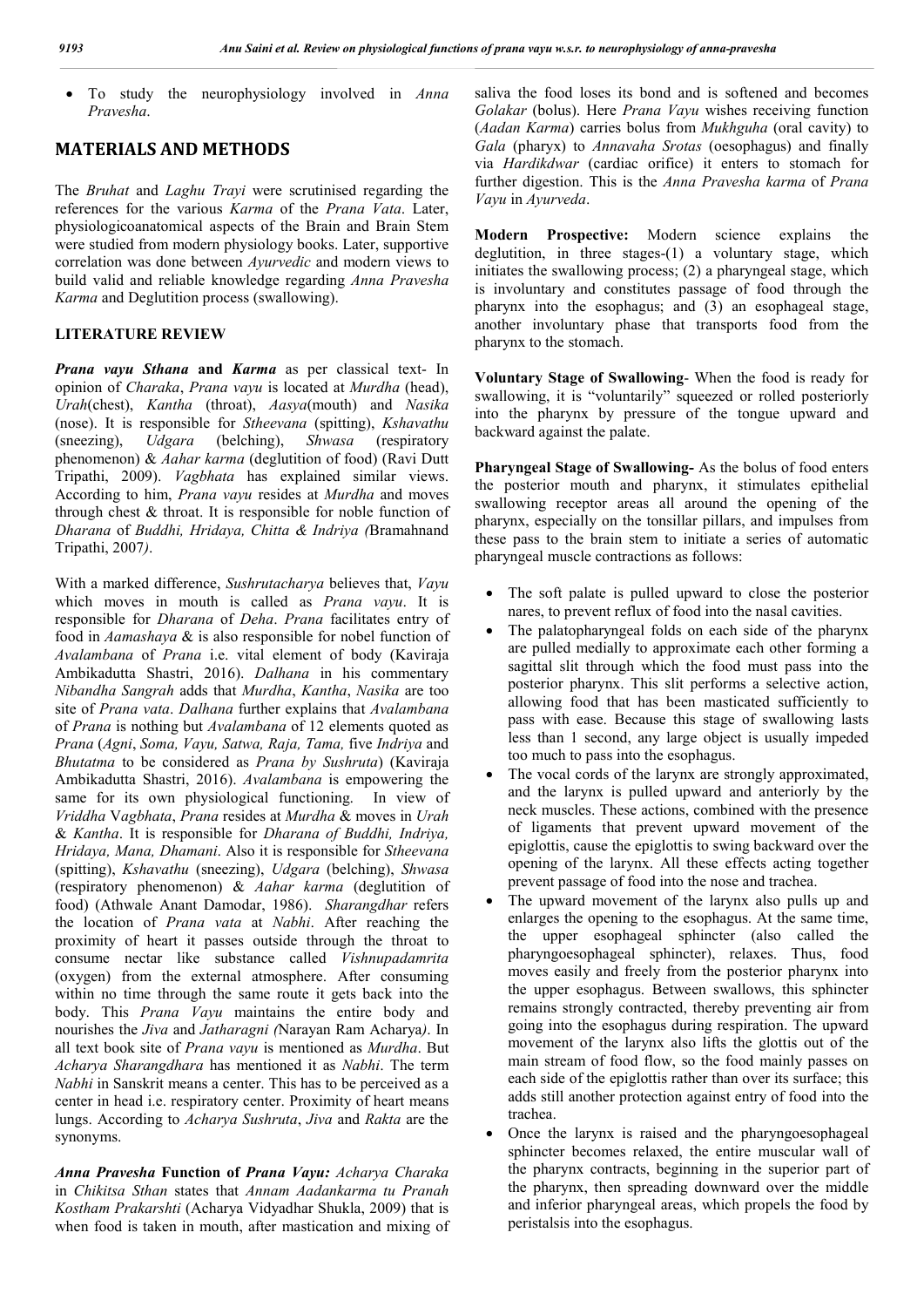- To study the neurophysiology involved in *Anna Pravesha*.

## MATERIALS AND METHODS

The *Bruhat* and *Laghu Trayi* were scrutinised regarding the references for the various *Karma* of the *Prana Vata*. Later, physiologicoanatomical aspects of the Brain and Brain Stem were studied from modern physiology books. Later, supportive correlation was done between *Ayurvedic* and modern views to build valid and reliable knowledge regarding *Anna Pravesha Karma* and Deglutition process (swallowing).

### LITERATURE REVIEW

***Prana vayu Sthana* and *Karma*** as per classical text- In opinion of *Charaka*, *Prana vayu* is located at *Murdha* (head), *Urah*(chest), *Kantha* (throat), *Aasya*(mouth) and *Nasika* (nose). It is responsible for *Stheevana* (spitting), *Kshavathu* (sneezing), *Udgara* (belching), *Shwasa* (respiratory phenomenon) & *Aahar karma* (deglutition of food) (Ravi Dutt Tripathi, 2009). *Vagbhata* has explained similar views. According to him, *Prana vayu* resides at *Murdha* and moves through chest & throat. It is responsible for noble function of *Dharana* of *Buddhi, Hridaya, Chitta & Indriya (*Bramahnand Tripathi, 2007*)*.

With a marked difference, *Sushrutacharya* believes that, *Vayu* which moves in mouth is called as *Prana vayu*. It is responsible for *Dharana* of *Deha*. *Prana* facilitates entry of food in *Aamashaya* & is also responsible for nobel function of *Avalambana* of *Prana* i.e. vital element of body (Kaviraja Ambikadutta Shastri, 2016). *Dalhana* in his commentary *Nibandha Sangrah* adds that *Murdha*, *Kantha*, *Nasika* are too site of *Prana vata*. *Dalhana* further explains that *Avalambana* of *Prana* is nothing but *Avalambana* of 12 elements quoted as *Prana* (*Agni*, *Soma, Vayu, Satwa, Raja, Tama,* five *Indriya* and *Bhutatma* to be considered as *Prana by Sushruta*) (Kaviraja Ambikadutta Shastri, 2016). *Avalambana* is empowering the same for its own physiological functioning. In view of *Vriddha* V*agbhata*, *Prana* resides at *Murdha* & moves in *Urah* & *Kantha*. It is responsible for *Dharana of Buddhi, Indriya, Hridaya, Mana, Dhamani*. Also it is responsible for *Stheevana* (spitting), *Kshavathu* (sneezing), *Udgara* (belching), *Shwasa* (respiratory phenomenon) & *Aahar karma* (deglutition of food) (Athwale Anant Damodar, 1986). *Sharangdhar* refers the location of *Prana vata* at *Nabhi*. After reaching the proximity of heart it passes outside through the throat to consume nectar like substance called *Vishnupadamrita* (oxygen) from the external atmosphere. After consuming within no time through the same route it gets back into the body. This *Prana Vayu* maintains the entire body and nourishes the *Jiva* and *Jatharagni (*Narayan Ram Acharya*)*. In all text book site of *Prana vayu* is mentioned as *Murdha*. But *Acharya Sharangdhara* has mentioned it as *Nabhi*. The term *Nabhi* in Sanskrit means a center. This has to be perceived as a center in head i.e. respiratory center. Proximity of heart means lungs. According to *Acharya Sushruta*, *Jiva* and *Rakta* are the synonyms.

***Anna Pravesha* Function of *Prana Vayu:*** *Acharya Charaka* in *Chikitsa Sthan* states that *Annam Aadankarma tu Pranah Kostham Prakarshti* (Acharya Vidyadhar Shukla, 2009) that is when food is taken in mouth, after mastication and mixing of saliva the food loses its bond and is softened and becomes *Golakar* (bolus). Here *Prana Vayu* wishes receiving function (*Aadan Karma*) carries bolus from *Mukhguha* (oral cavity) to *Gala* (pharyx) to *Annavaha Srotas* (oesophagus) and finally via *Hardikdwar* (cardiac orifice) it enters to stomach for further digestion. This is the *Anna Pravesha karma* of *Prana Vayu* in *Ayurveda*.

**Modern Prospective:** Modern science explains the deglutition, in three stages-(1) a voluntary stage, which initiates the swallowing process; (2) a pharyngeal stage, which is involuntary and constitutes passage of food through the pharynx into the esophagus; and (3) an esophageal stage, another involuntary phase that transports food from the pharynx to the stomach.

**Voluntary Stage of Swallowing**- When the food is ready for swallowing, it is "voluntarily" squeezed or rolled posteriorly into the pharynx by pressure of the tongue upward and backward against the palate.

**Pharyngeal Stage of Swallowing-** As the bolus of food enters the posterior mouth and pharynx, it stimulates epithelial swallowing receptor areas all around the opening of the pharynx, especially on the tonsillar pillars, and impulses from these pass to the brain stem to initiate a series of automatic pharyngeal muscle contractions as follows:

- The soft palate is pulled upward to close the posterior nares, to prevent reflux of food into the nasal cavities.
- The palatopharyngeal folds on each side of the pharynx are pulled medially to approximate each other forming a sagittal slit through which the food must pass into the posterior pharynx. This slit performs a selective action, allowing food that has been masticated sufficiently to pass with ease. Because this stage of swallowing lasts less than 1 second, any large object is usually impeded too much to pass into the esophagus.
- The vocal cords of the larynx are strongly approximated, and the larynx is pulled upward and anteriorly by the neck muscles. These actions, combined with the presence of ligaments that prevent upward movement of the epiglottis, cause the epiglottis to swing backward over the opening of the larynx. All these effects acting together prevent passage of food into the nose and trachea.
- The upward movement of the larynx also pulls up and enlarges the opening to the esophagus. At the same time, the upper esophageal sphincter (also called the pharyngoesophageal sphincter), relaxes. Thus, food moves easily and freely from the posterior pharynx into the upper esophagus. Between swallows, this sphincter remains strongly contracted, thereby preventing air from going into the esophagus during respiration. The upward movement of the larynx also lifts the glottis out of the main stream of food flow, so the food mainly passes on each side of the epiglottis rather than over its surface; this adds still another protection against entry of food into the trachea.
- Once the larynx is raised and the pharyngoesophageal sphincter becomes relaxed, the entire muscular wall of the pharynx contracts, beginning in the superior part of the pharynx, then spreading downward over the middle and inferior pharyngeal areas, which propels the food by peristalsis into the esophagus.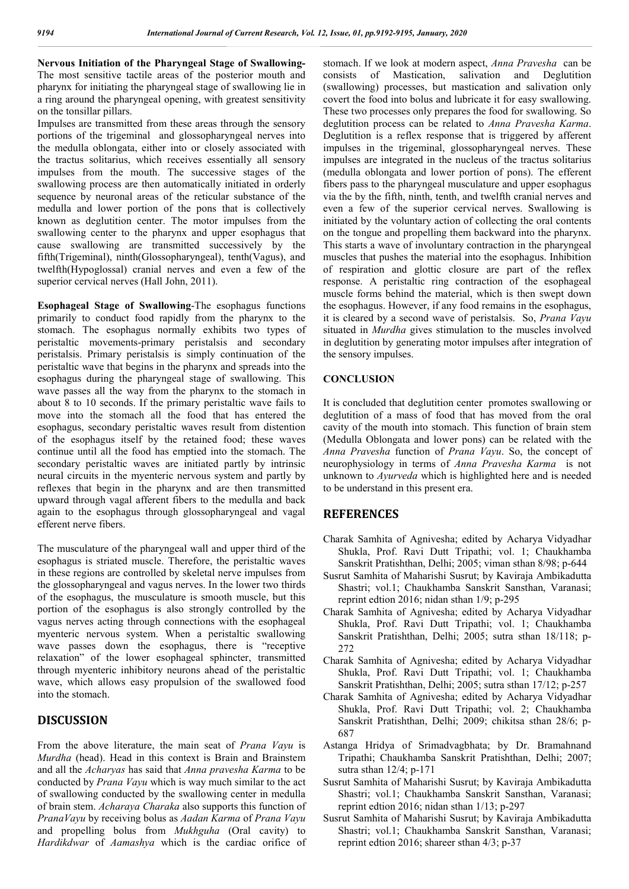**Nervous Initiation of the Pharyngeal Stage of Swallowing-** The most sensitive tactile areas of the posterior mouth and pharynx for initiating the pharyngeal stage of swallowing lie in a ring around the pharyngeal opening, with greatest sensitivity on the tonsillar pillars.

Impulses are transmitted from these areas through the sensory portions of the trigeminal and glossopharyngeal nerves into the medulla oblongata, either into or closely associated with the tractus solitarius, which receives essentially all sensory impulses from the mouth. The successive stages of the swallowing process are then automatically initiated in orderly sequence by neuronal areas of the reticular substance of the medulla and lower portion of the pons that is collectively known as deglutition center. The motor impulses from the swallowing center to the pharynx and upper esophagus that cause swallowing are transmitted successively by the fifth(Trigeminal), ninth(Glossopharyngeal), tenth(Vagus), and twelfth(Hypoglossal) cranial nerves and even a few of the superior cervical nerves (Hall John, 2011).

**Esophageal Stage of Swallowing**-The esophagus functions primarily to conduct food rapidly from the pharynx to the stomach. The esophagus normally exhibits two types of peristaltic movements-primary peristalsis and secondary peristalsis. Primary peristalsis is simply continuation of the peristaltic wave that begins in the pharynx and spreads into the esophagus during the pharyngeal stage of swallowing. This wave passes all the way from the pharynx to the stomach in about 8 to 10 seconds. If the primary peristaltic wave fails to move into the stomach all the food that has entered the esophagus, secondary peristaltic waves result from distention of the esophagus itself by the retained food; these waves continue until all the food has emptied into the stomach. The secondary peristaltic waves are initiated partly by intrinsic neural circuits in the myenteric nervous system and partly by reflexes that begin in the pharynx and are then transmitted upward through vagal afferent fibers to the medulla and back again to the esophagus through glossopharyngeal and vagal efferent nerve fibers.

The musculature of the pharyngeal wall and upper third of the esophagus is striated muscle. Therefore, the peristaltic waves in these regions are controlled by skeletal nerve impulses from the glossopharyngeal and vagus nerves. In the lower two thirds of the esophagus, the musculature is smooth muscle, but this portion of the esophagus is also strongly controlled by the vagus nerves acting through connections with the esophageal myenteric nervous system. When a peristaltic swallowing wave passes down the esophagus, there is "receptive relaxation" of the lower esophageal sphincter, transmitted through myenteric inhibitory neurons ahead of the peristaltic wave, which allows easy propulsion of the swallowed food into the stomach.

## DISCUSSION

From the above literature, the main seat of *Prana Vayu* is *Murdha* (head). Head in this context is Brain and Brainstem and all the *Acharyas* has said that *Anna pravesha Karma* to be conducted by *Prana Vayu* which is way much similar to the act of swallowing conducted by the swallowing center in medulla of brain stem. *Acharaya Charaka* also supports this function of *PranaVayu* by receiving bolus as *Aadan Karma* of *Prana Vayu* and propelling bolus from *Mukhguha* (Oral cavity) to *Hardikdwar* of *Aamashya* which is the cardiac orifice of stomach. If we look at modern aspect, *Anna Pravesha* can be consists of Mastication, salivation and Deglutition (swallowing) processes, but mastication and salivation only covert the food into bolus and lubricate it for easy swallowing. These two processes only prepares the food for swallowing. So deglutition process can be related to *Anna Pravesha Karma*. Deglutition is a reflex response that is triggered by afferent impulses in the trigeminal, glossopharyngeal nerves. These impulses are integrated in the nucleus of the tractus solitarius (medulla oblongata and lower portion of pons). The efferent fibers pass to the pharyngeal musculature and upper esophagus via the by the fifth, ninth, tenth, and twelfth cranial nerves and even a few of the superior cervical nerves. Swallowing is initiated by the voluntary action of collecting the oral contents on the tongue and propelling them backward into the pharynx. This starts a wave of involuntary contraction in the pharyngeal muscles that pushes the material into the esophagus. Inhibition of respiration and glottic closure are part of the reflex response. A peristaltic ring contraction of the esophageal muscle forms behind the material, which is then swept down the esophagus. However, if any food remains in the esophagus, it is cleared by a second wave of peristalsis. So, *Prana Vayu* situated in *Murdha* gives stimulation to the muscles involved in deglutition by generating motor impulses after integration of the sensory impulses.

## CONCLUSION

It is concluded that deglutition center promotes swallowing or deglutition of a mass of food that has moved from the oral cavity of the mouth into stomach. This function of brain stem (Medulla Oblongata and lower pons) can be related with the *Anna Pravesha* function of *Prana Vayu*. So, the concept of neurophysiology in terms of *Anna Pravesha Karma* is not unknown to *Ayurveda* which is highlighted here and is needed to be understand in this present era.

## REFERENCES

- Charak Samhita of Agnivesha; edited by Acharya Vidyadhar Shukla, Prof. Ravi Dutt Tripathi; vol. 1; Chaukhamba Sanskrit Pratishthan, Delhi; 2005; viman sthan 8/98; p-644
- Susrut Samhita of Maharishi Susrut; by Kaviraja Ambikadutta Shastri; vol.1; Chaukhamba Sanskrit Sansthan, Varanasi; reprint edtion 2016; nidan sthan 1/9; p-295
- Charak Samhita of Agnivesha; edited by Acharya Vidyadhar Shukla, Prof. Ravi Dutt Tripathi; vol. 1; Chaukhamba Sanskrit Pratishthan, Delhi; 2005; sutra sthan 18/118; p-272
- Charak Samhita of Agnivesha; edited by Acharya Vidyadhar Shukla, Prof. Ravi Dutt Tripathi; vol. 1; Chaukhamba Sanskrit Pratishthan, Delhi; 2005; sutra sthan 17/12; p-257
- Charak Samhita of Agnivesha; edited by Acharya Vidyadhar Shukla, Prof. Ravi Dutt Tripathi; vol. 2; Chaukhamba Sanskrit Pratishthan, Delhi; 2009; chikitsa sthan 28/6; p-687
- Astanga Hridya of Srimadvagbhata; by Dr. Bramahnand Tripathi; Chaukhamba Sanskrit Pratishthan, Delhi; 2007; sutra sthan 12/4; p-171
- Susrut Samhita of Maharishi Susrut; by Kaviraja Ambikadutta Shastri; vol.1; Chaukhamba Sanskrit Sansthan, Varanasi; reprint edtion 2016; nidan sthan 1/13; p-297
- Susrut Samhita of Maharishi Susrut; by Kaviraja Ambikadutta Shastri; vol.1; Chaukhamba Sanskrit Sansthan, Varanasi; reprint edtion 2016; shareer sthan 4/3; p-37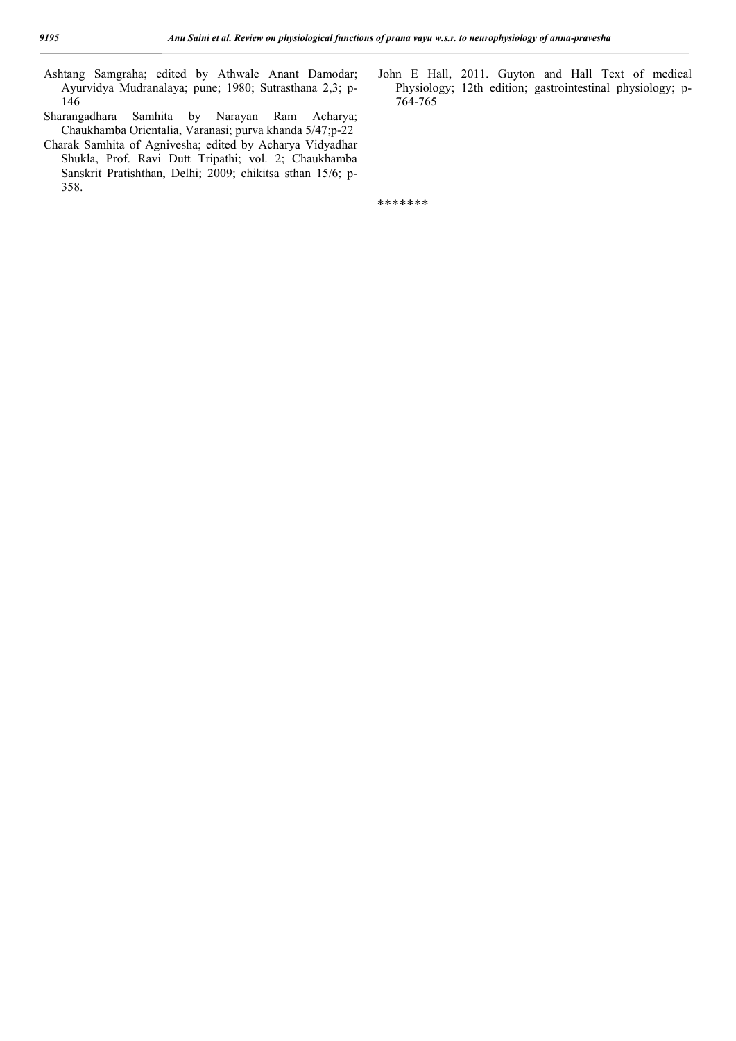Ashtang Samgraha; edited by Athwale Anant Damodar; Ayurvidya Mudranalaya; pune; 1980; Sutrasthana 2,3; p-146

Sharangadhara Samhita by Narayan Ram Acharya; Chaukhamba Orientalia, Varanasi; purva khanda 5/47;p-22

Charak Samhita of Agnivesha; edited by Acharya Vidyadhar Shukla, Prof. Ravi Dutt Tripathi; vol. 2; Chaukhamba Sanskrit Pratishthan, Delhi; 2009; chikitsa sthan 15/6; p-358.

John E Hall, 2011. Guyton and Hall Text of medical Physiology; 12th edition; gastrointestinal physiology; p-764-765

*******